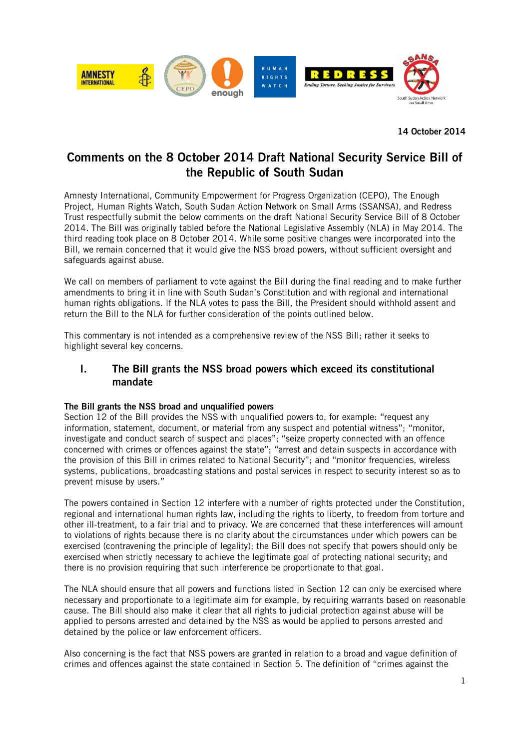14 October 2014

# Comments on the 8 October 2014 Draft National Security Service Bill of the Republic of South Sudan

Amnesty International, Community Empowerment for Progress Organization (CEPO), The Enough Project, Human Rights Watch, South Sudan Action Network on Small Arms (SSANSA), and Redress Trust respectfully submit the below comments on the draft National Security Service Bill of 8 October 2014. The Bill was originally tabled before the National Legislative Assembly (NLA) in May 2014. The third reading took place on 8 October 2014. While some positive changes were incorporated into the Bill, we remain concerned that it would give the NSS broad powers, without sufficient oversight and safeguards against abuse.

We call on members of parliament to vote against the Bill during the final reading and to make further amendments to bring it in line with South Sudan's Constitution and with regional and international human rights obligations. If the NLA votes to pass the Bill, the President should withhold assent and return the Bill to the NLA for further consideration of the points outlined below.

This commentary is not intended as a comprehensive review of the NSS Bill; rather it seeks to highlight several key concerns.

## I. The Bill grants the NSS broad powers which exceed its constitutional mandate

**The Bill grants the NSS broad and unqualified powers**

Section 12 of the Bill provides the NSS with unqualified powers to, for example: "request any information, statement, document, or material from any suspect and potential witness"; "monitor, investigate and conduct search of suspect and places"; "seize property connected with an offence concerned with crimes or offences against the state"; "arrest and detain suspects in accordance with the provision of this Bill in crimes related to National Security"; and "monitor frequencies, wireless systems, publications, broadcasting stations and postal services in respect to security interest so as to prevent misuse by users."

The powers contained in Section 12 interfere with a number of rights protected under the Constitution, regional and international human rights law, including the rights to liberty, to freedom from torture and other ill-treatment, to a fair trial and to privacy. We are concerned that these interferences will amount to violations of rights because there is no clarity about the circumstances under which powers can be exercised (contravening the principle of legality); the Bill does not specify that powers should only be exercised when strictly necessary to achieve the legitimate goal of protecting national security; and there is no provision requiring that such interference be proportionate to that goal.

The NLA should ensure that all powers and functions listed in Section 12 can only be exercised where necessary and proportionate to a legitimate aim for example, by requiring warrants based on reasonable cause. The Bill should also make it clear that all rights to judicial protection against abuse will be applied to persons arrested and detained by the NSS as would be applied to persons arrested and detained by the police or law enforcement officers.

Also concerning is the fact that NSS powers are granted in relation to a broad and vague definition of crimes and offences against the state contained in Section 5. The definition of "crimes against the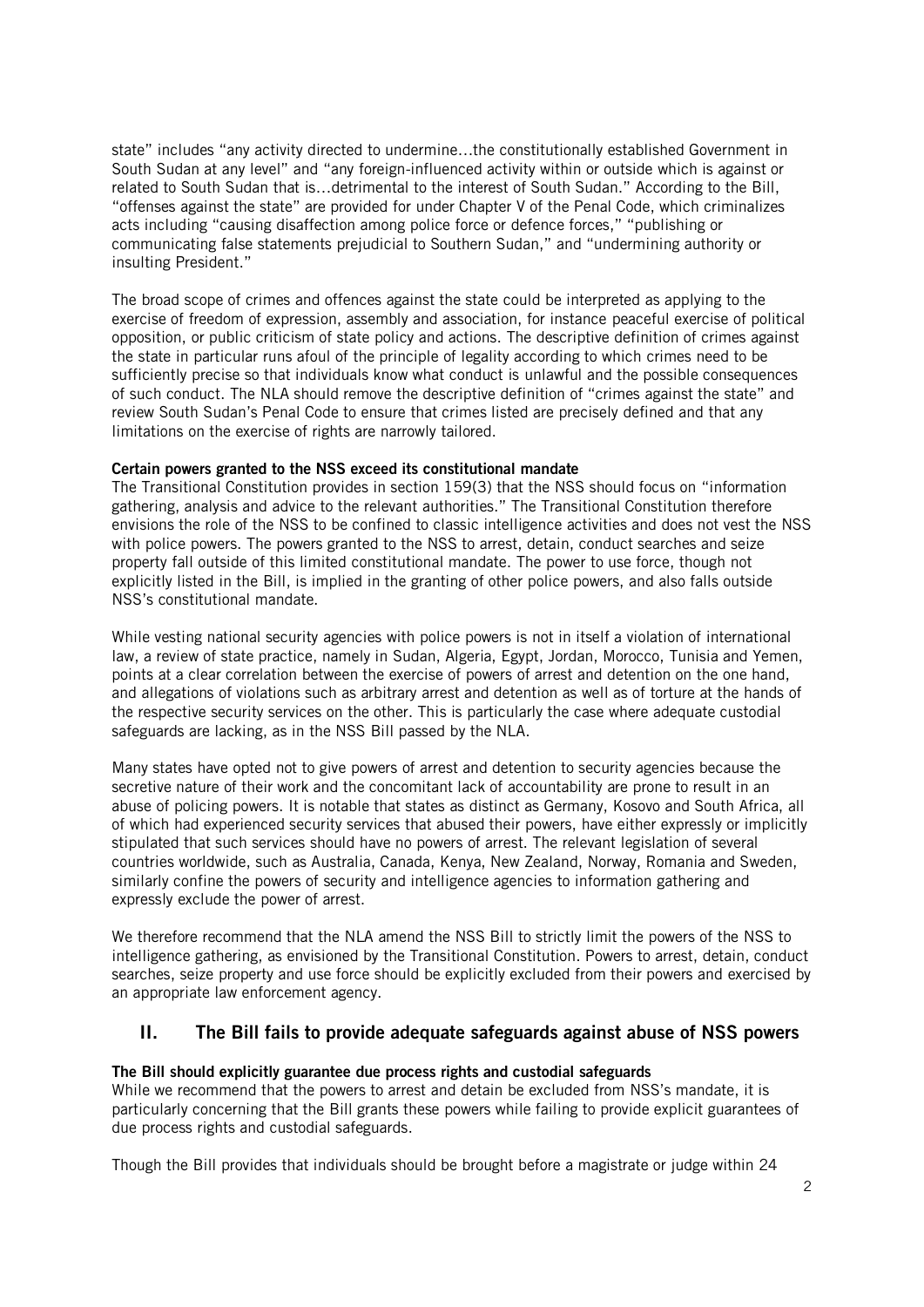state" includes "any activity directed to undermine…the constitutionally established Government in South Sudan at any level" and "any foreign-influenced activity within or outside which is against or related to South Sudan that is…detrimental to the interest of South Sudan." According to the Bill, "offenses against the state" are provided for under Chapter V of the Penal Code, which criminalizes acts including "causing disaffection among police force or defence forces," "publishing or communicating false statements prejudicial to Southern Sudan," and "undermining authority or insulting President."

The broad scope of crimes and offences against the state could be interpreted as applying to the exercise of freedom of expression, assembly and association, for instance peaceful exercise of political opposition, or public criticism of state policy and actions. The descriptive definition of crimes against the state in particular runs afoul of the principle of legality according to which crimes need to be sufficiently precise so that individuals know what conduct is unlawful and the possible consequences of such conduct. The NLA should remove the descriptive definition of "crimes against the state" and review South Sudan's Penal Code to ensure that crimes listed are precisely defined and that any limitations on the exercise of rights are narrowly tailored.

**Certain powers granted to the NSS exceed its constitutional mandate**

The Transitional Constitution provides in section 159(3) that the NSS should focus on "information gathering, analysis and advice to the relevant authorities." The Transitional Constitution therefore envisions the role of the NSS to be confined to classic intelligence activities and does not vest the NSS with police powers. The powers granted to the NSS to arrest, detain, conduct searches and seize property fall outside of this limited constitutional mandate. The power to use force, though not explicitly listed in the Bill, is implied in the granting of other police powers, and also falls outside NSS's constitutional mandate.

While vesting national security agencies with police powers is not in itself a violation of international law, a review of state practice, namely in Sudan, Algeria, Egypt, Jordan, Morocco, Tunisia and Yemen, points at a clear correlation between the exercise of powers of arrest and detention on the one hand, and allegations of violations such as arbitrary arrest and detention as well as of torture at the hands of the respective security services on the other. This is particularly the case where adequate custodial safeguards are lacking, as in the NSS Bill passed by the NLA.

Many states have opted not to give powers of arrest and detention to security agencies because the secretive nature of their work and the concomitant lack of accountability are prone to result in an abuse of policing powers. It is notable that states as distinct as Germany, Kosovo and South Africa, all of which had experienced security services that abused their powers, have either expressly or implicitly stipulated that such services should have no powers of arrest. The relevant legislation of several countries worldwide, such as Australia, Canada, Kenya, New Zealand, Norway, Romania and Sweden, similarly confine the powers of security and intelligence agencies to information gathering and expressly exclude the power of arrest.

We therefore recommend that the NLA amend the NSS Bill to strictly limit the powers of the NSS to intelligence gathering, as envisioned by the Transitional Constitution. Powers to arrest, detain, conduct searches, seize property and use force should be explicitly excluded from their powers and exercised by an appropriate law enforcement agency.

## II. The Bill fails to provide adequate safeguards against abuse of NSS powers

**The Bill should explicitly guarantee due process rights and custodial safeguards**

While we recommend that the powers to arrest and detain be excluded from NSS's mandate, it is particularly concerning that the Bill grants these powers while failing to provide explicit guarantees of due process rights and custodial safeguards.

Though the Bill provides that individuals should be brought before a magistrate or judge within 24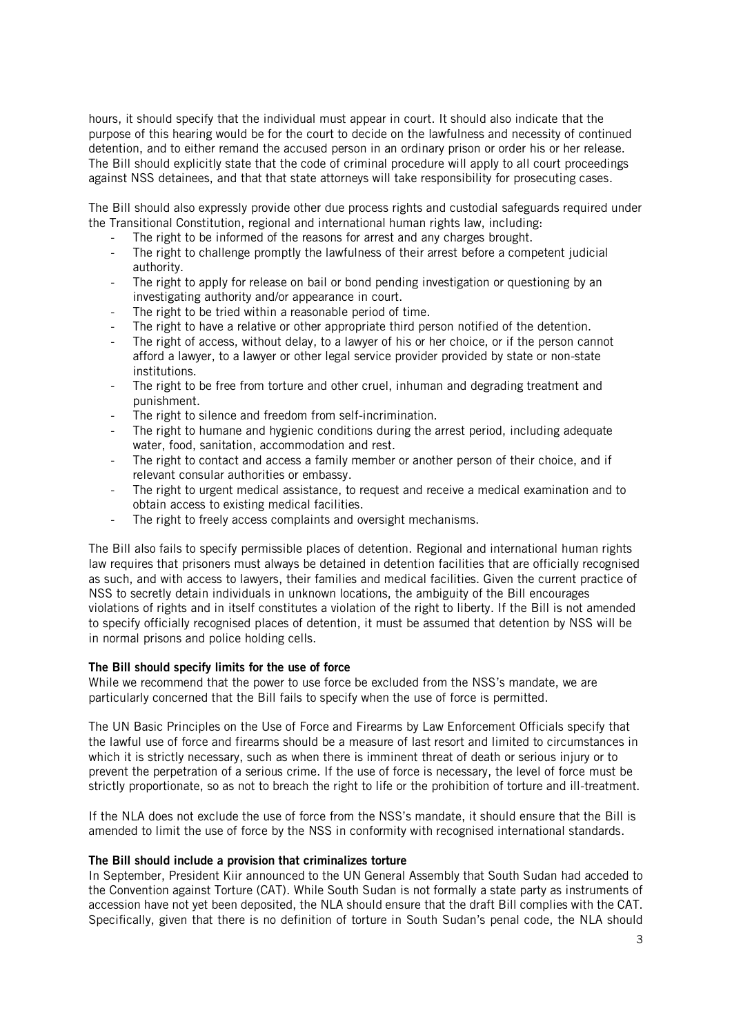hours, it should specify that the individual must appear in court. It should also indicate that the purpose of this hearing would be for the court to decide on the lawfulness and necessity of continued detention, and to either remand the accused person in an ordinary prison or order his or her release. The Bill should explicitly state that the code of criminal procedure will apply to all court proceedings against NSS detainees, and that that state attorneys will take responsibility for prosecuting cases.

The Bill should also expressly provide other due process rights and custodial safeguards required under the Transitional Constitution, regional and international human rights law, including:

- The right to be informed of the reasons for arrest and any charges brought.
- The right to challenge promptly the lawfulness of their arrest before a competent judicial authority.
- The right to apply for release on bail or bond pending investigation or questioning by an investigating authority and/or appearance in court.
- The right to be tried within a reasonable period of time.
- The right to have a relative or other appropriate third person notified of the detention.
- The right of access, without delay, to a lawyer of his or her choice, or if the person cannot afford a lawyer, to a lawyer or other legal service provider provided by state or non-state institutions.
- The right to be free from torture and other cruel, inhuman and degrading treatment and punishment.
- The right to silence and freedom from self-incrimination.
- The right to humane and hygienic conditions during the arrest period, including adequate water, food, sanitation, accommodation and rest.
- The right to contact and access a family member or another person of their choice, and if relevant consular authorities or embassy.
- The right to urgent medical assistance, to request and receive a medical examination and to obtain access to existing medical facilities.
- The right to freely access complaints and oversight mechanisms.

The Bill also fails to specify permissible places of detention. Regional and international human rights law requires that prisoners must always be detained in detention facilities that are officially recognised as such, and with access to lawyers, their families and medical facilities. Given the current practice of NSS to secretly detain individuals in unknown locations, the ambiguity of the Bill encourages violations of rights and in itself constitutes a violation of the right to liberty. If the Bill is not amended to specify officially recognised places of detention, it must be assumed that detention by NSS will be in normal prisons and police holding cells.

**The Bill should specify limits for the use of force**

While we recommend that the power to use force be excluded from the NSS's mandate, we are particularly concerned that the Bill fails to specify when the use of force is permitted.

The UN Basic Principles on the Use of Force and Firearms by Law Enforcement Officials specify that the lawful use of force and firearms should be a measure of last resort and limited to circumstances in which it is strictly necessary, such as when there is imminent threat of death or serious injury or to prevent the perpetration of a serious crime. If the use of force is necessary, the level of force must be strictly proportionate, so as not to breach the right to life or the prohibition of torture and ill-treatment.

If the NLA does not exclude the use of force from the NSS's mandate, it should ensure that the Bill is amended to limit the use of force by the NSS in conformity with recognised international standards.

**The Bill should include a provision that criminalizes torture**

In September, President Kiir announced to the UN General Assembly that South Sudan had acceded to the Convention against Torture (CAT). While South Sudan is not formally a state party as instruments of accession have not yet been deposited, the NLA should ensure that the draft Bill complies with the CAT. Specifically, given that there is no definition of torture in South Sudan's penal code, the NLA should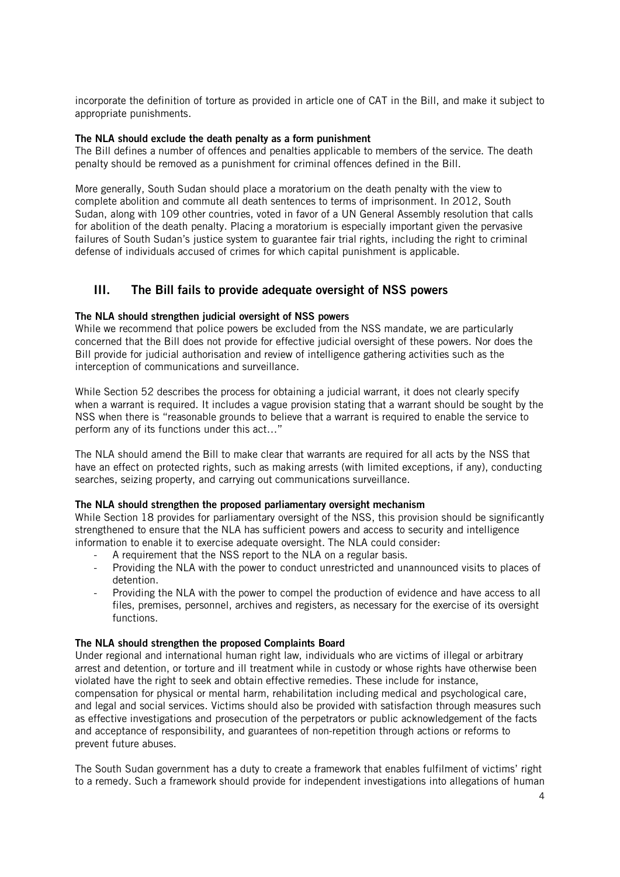incorporate the definition of torture as provided in article one of CAT in the Bill, and make it subject to appropriate punishments.

**The NLA should exclude the death penalty as a form punishment**

The Bill defines a number of offences and penalties applicable to members of the service. The death penalty should be removed as a punishment for criminal offences defined in the Bill.

More generally, South Sudan should place a moratorium on the death penalty with the view to complete abolition and commute all death sentences to terms of imprisonment. In 2012, South Sudan, along with 109 other countries, voted in favor of a UN General Assembly resolution that calls for abolition of the death penalty. Placing a moratorium is especially important given the pervasive failures of South Sudan's justice system to guarantee fair trial rights, including the right to criminal defense of individuals accused of crimes for which capital punishment is applicable.

## III. The Bill fails to provide adequate oversight of NSS powers

**The NLA should strengthen judicial oversight of NSS powers**

While we recommend that police powers be excluded from the NSS mandate, we are particularly concerned that the Bill does not provide for effective judicial oversight of these powers. Nor does the Bill provide for judicial authorisation and review of intelligence gathering activities such as the interception of communications and surveillance.

While Section 52 describes the process for obtaining a judicial warrant, it does not clearly specify when a warrant is required. It includes a vague provision stating that a warrant should be sought by the NSS when there is "reasonable grounds to believe that a warrant is required to enable the service to perform any of its functions under this act…"

The NLA should amend the Bill to make clear that warrants are required for all acts by the NSS that have an effect on protected rights, such as making arrests (with limited exceptions, if any), conducting searches, seizing property, and carrying out communications surveillance.

**The NLA should strengthen the proposed parliamentary oversight mechanism**

While Section 18 provides for parliamentary oversight of the NSS, this provision should be significantly strengthened to ensure that the NLA has sufficient powers and access to security and intelligence information to enable it to exercise adequate oversight. The NLA could consider:

- A requirement that the NSS report to the NLA on a regular basis.
- Providing the NLA with the power to conduct unrestricted and unannounced visits to places of detention.
- Providing the NLA with the power to compel the production of evidence and have access to all files, premises, personnel, archives and registers, as necessary for the exercise of its oversight functions.

**The NLA should strengthen the proposed Complaints Board**

Under regional and international human right law, individuals who are victims of illegal or arbitrary arrest and detention, or torture and ill treatment while in custody or whose rights have otherwise been violated have the right to seek and obtain effective remedies. These include for instance, compensation for physical or mental harm, rehabilitation including medical and psychological care, and legal and social services. Victims should also be provided with satisfaction through measures such as effective investigations and prosecution of the perpetrators or public acknowledgement of the facts and acceptance of responsibility, and guarantees of non-repetition through actions or reforms to prevent future abuses.

The South Sudan government has a duty to create a framework that enables fulfilment of victims' right to a remedy. Such a framework should provide for independent investigations into allegations of human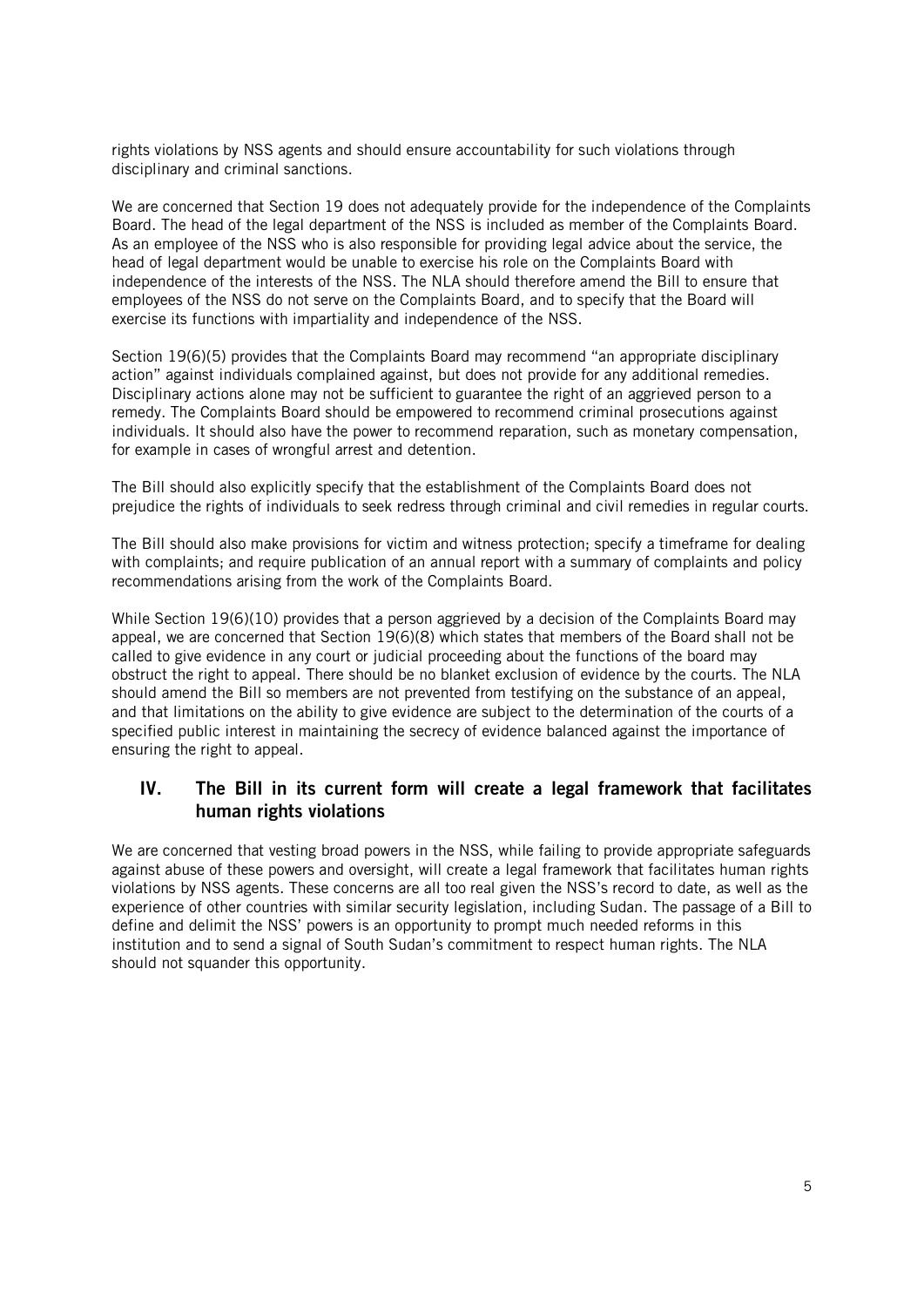rights violations by NSS agents and should ensure accountability for such violations through disciplinary and criminal sanctions.

We are concerned that Section 19 does not adequately provide for the independence of the Complaints Board. The head of the legal department of the NSS is included as member of the Complaints Board. As an employee of the NSS who is also responsible for providing legal advice about the service, the head of legal department would be unable to exercise his role on the Complaints Board with independence of the interests of the NSS. The NLA should therefore amend the Bill to ensure that employees of the NSS do not serve on the Complaints Board, and to specify that the Board will exercise its functions with impartiality and independence of the NSS.

Section 19(6)(5) provides that the Complaints Board may recommend "an appropriate disciplinary action" against individuals complained against, but does not provide for any additional remedies. Disciplinary actions alone may not be sufficient to guarantee the right of an aggrieved person to a remedy. The Complaints Board should be empowered to recommend criminal prosecutions against individuals. It should also have the power to recommend reparation, such as monetary compensation, for example in cases of wrongful arrest and detention.

The Bill should also explicitly specify that the establishment of the Complaints Board does not prejudice the rights of individuals to seek redress through criminal and civil remedies in regular courts.

The Bill should also make provisions for victim and witness protection; specify a timeframe for dealing with complaints; and require publication of an annual report with a summary of complaints and policy recommendations arising from the work of the Complaints Board.

While Section 19(6)(10) provides that a person aggrieved by a decision of the Complaints Board may appeal, we are concerned that Section 19(6)(8) which states that members of the Board shall not be called to give evidence in any court or judicial proceeding about the functions of the board may obstruct the right to appeal. There should be no blanket exclusion of evidence by the courts. The NLA should amend the Bill so members are not prevented from testifying on the substance of an appeal, and that limitations on the ability to give evidence are subject to the determination of the courts of a specified public interest in maintaining the secrecy of evidence balanced against the importance of ensuring the right to appeal.

## IV. The Bill in its current form will create a legal framework that facilitates human rights violations

We are concerned that vesting broad powers in the NSS, while failing to provide appropriate safeguards against abuse of these powers and oversight, will create a legal framework that facilitates human rights violations by NSS agents. These concerns are all too real given the NSS's record to date, as well as the experience of other countries with similar security legislation, including Sudan. The passage of a Bill to define and delimit the NSS' powers is an opportunity to prompt much needed reforms in this institution and to send a signal of South Sudan's commitment to respect human rights. The NLA should not squander this opportunity.